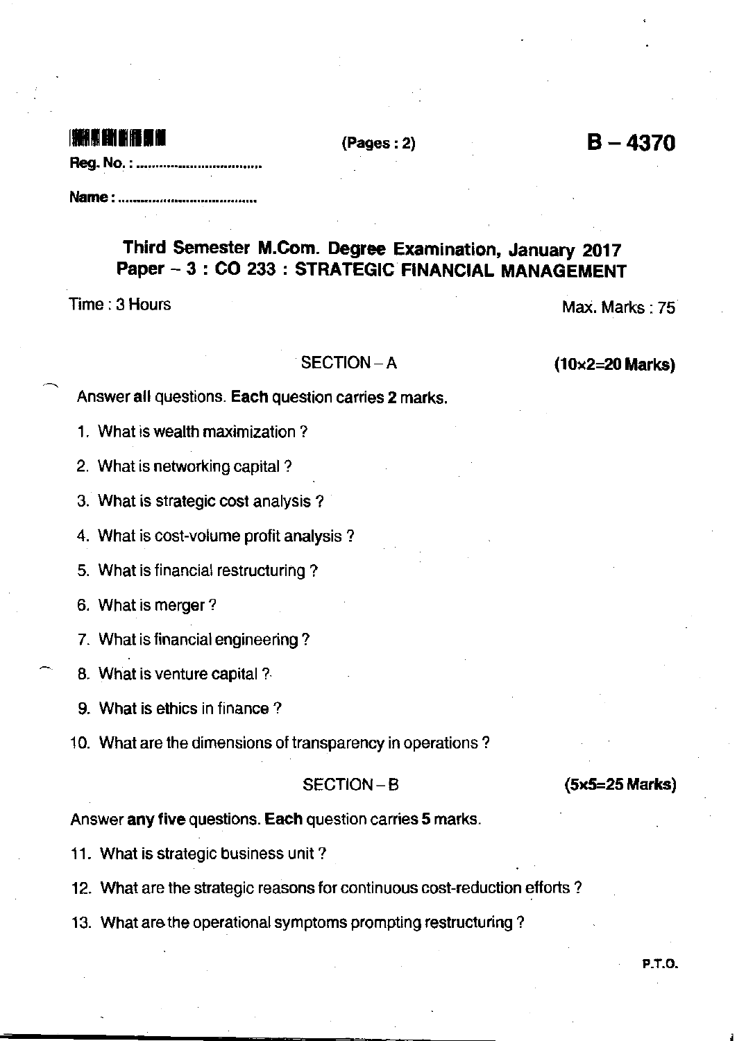(Pages : 2)

# B – 4370

Reg. No. : ...............................

Name : ...................................

## Third Semester M.Com. Degree Examination, January 2017
## Paper – 3 : CO 233 : STRATEGIC FINANCIAL MANAGEMENT

Time : 3 Hours Max. Marks : 75

### SECTION – A (10×2=20 Marks)

Answer **all** questions. **Each** question carries **2** marks.

1. What is wealth maximization ?
2. What is networking capital ?
3. What is strategic cost analysis ?
4. What is cost-volume profit analysis ?
5. What is financial restructuring ?
6. What is merger ?
7. What is financial engineering ?
8. What is venture capital ?
9. What is ethics in finance ?
10. What are the dimensions of transparency in operations ?

### SECTION – B (5×5=25 Marks)

Answer **any five** questions. **Each** question carries **5** marks.

11. What is strategic business unit ?
12. What are the strategic reasons for continuous cost-reduction efforts ?
13. What are the operational symptoms prompting restructuring ?

P.T.O.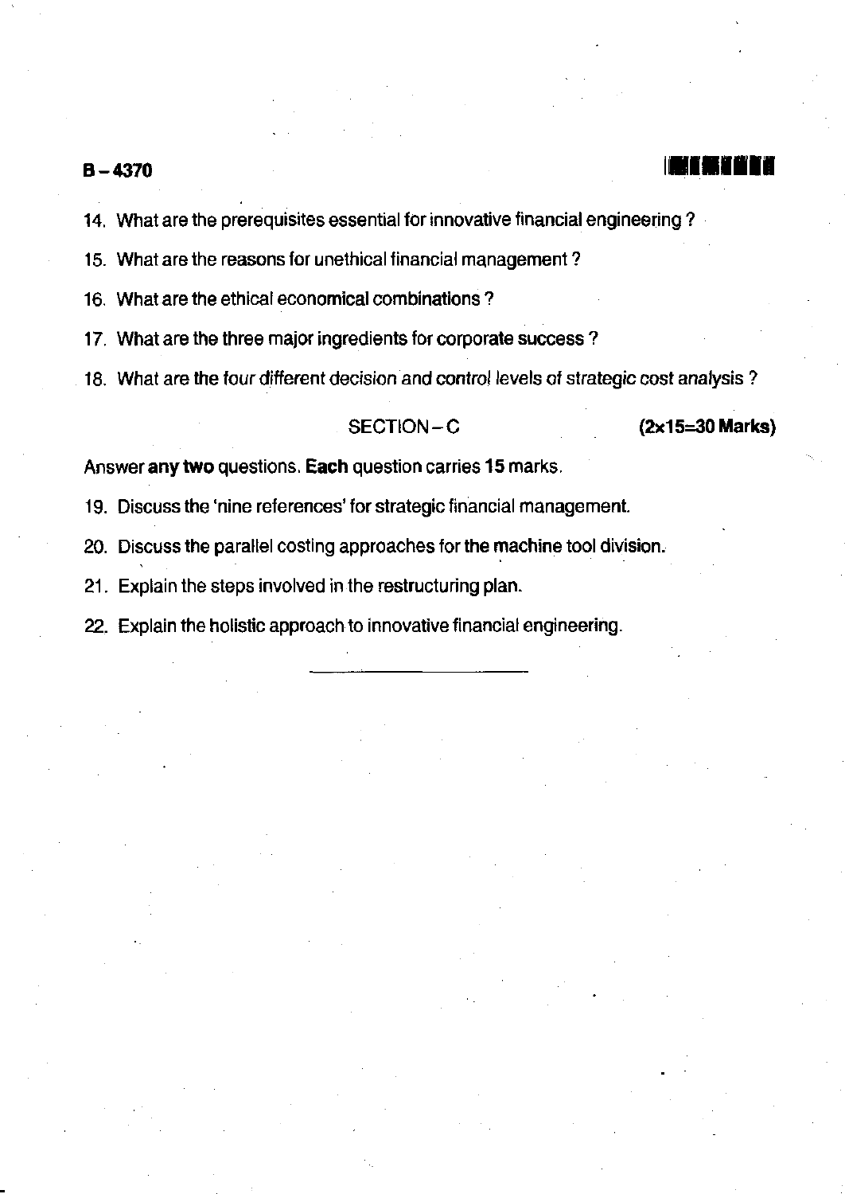14. What are the prerequisites essential for innovative financial engineering ?
15. What are the reasons for unethical financial management ?
16. What are the ethical economical combinations ?
17. What are the three major ingredients for corporate success ?
18. What are the four different decision and control levels of strategic cost analysis ?

## SECTION – C **(2x15=30 Marks)**

Answer **any two** questions. **Each** question carries **15** marks.

19. Discuss the 'nine references' for strategic financial management.
20. Discuss the parallel costing approaches for the machine tool division.
21. Explain the steps involved in the restructuring plan.
22. Explain the holistic approach to innovative financial engineering.